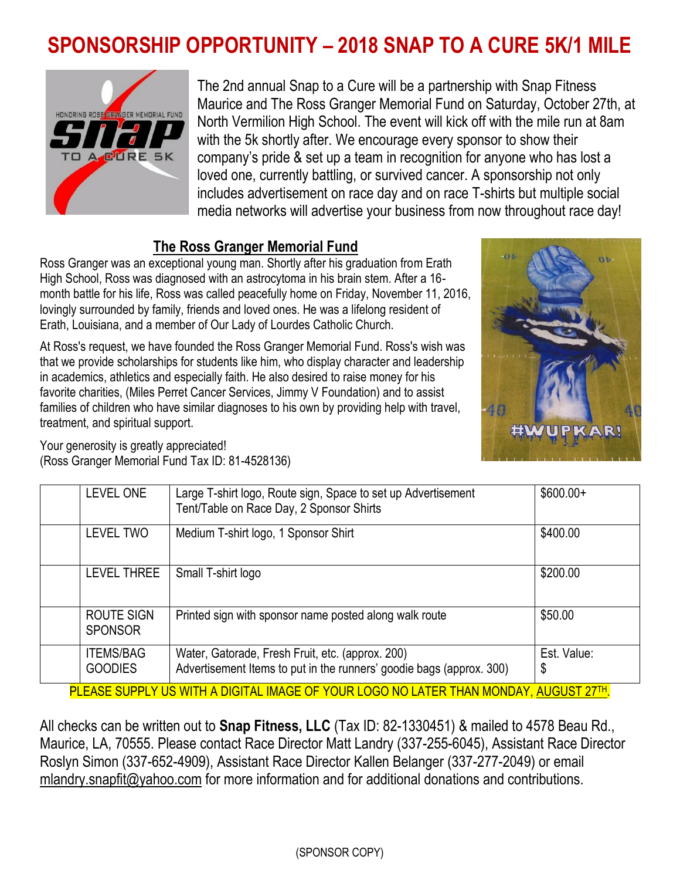# SPONSORSHIP OPPORTUNITY – 2018 SNAP TO A CURE 5K/1 MILE

The 2nd annual Snap to a Cure will be a partnership with Snap Fitness Maurice and The Ross Granger Memorial Fund on Saturday, October 27th, at North Vermilion High School. The event will kick off with the mile run at 8am with the 5k shortly after. We encourage every sponsor to show their company's pride & set up a team in recognition for anyone who has lost a loved one, currently battling, or survived cancer. A sponsorship not only includes advertisement on race day and on race T-shirts but multiple social media networks will advertise your business from now throughout race day!

## The Ross Granger Memorial Fund

Ross Granger was an exceptional young man. Shortly after his graduation from Erath High School, Ross was diagnosed with an astrocytoma in his brain stem. After a 16-month battle for his life, Ross was called peacefully home on Friday, November 11, 2016, lovingly surrounded by family, friends and loved ones. He was a lifelong resident of Erath, Louisiana, and a member of Our Lady of Lourdes Catholic Church.

At Ross's request, we have founded the Ross Granger Memorial Fund. Ross's wish was that we provide scholarships for students like him, who display character and leadership in academics, athletics and especially faith. He also desired to raise money for his favorite charities, (Miles Perret Cancer Services, Jimmy V Foundation) and to assist families of children who have similar diagnoses to his own by providing help with travel, treatment, and spiritual support.

Your generosity is greatly appreciated!
(Ross Granger Memorial Fund Tax ID: 81-4528136)

| | | | |
|---|---|---|---|
| | LEVEL ONE | Large T-shirt logo, Route sign, Space to set up Advertisement Tent/Table on Race Day, 2 Sponsor Shirts | $600.00+ |
| | LEVEL TWO | Medium T-shirt logo, 1 Sponsor Shirt | $400.00 |
| | LEVEL THREE | Small T-shirt logo | $200.00 |
| | ROUTE SIGN SPONSOR | Printed sign with sponsor name posted along walk route | $50.00 |
| | ITEMS/BAG GOODIES | Water, Gatorade, Fresh Fruit, etc. (approx. 200)<br>Advertisement Items to put in the runners' goodie bags (approx. 300) | Est. Value: $ |

PLEASE SUPPLY US WITH A DIGITAL IMAGE OF YOUR LOGO NO LATER THAN MONDAY, AUGUST 27TH.

All checks can be written out to **Snap Fitness, LLC** (Tax ID: 82-1330451) & mailed to 4578 Beau Rd., Maurice, LA, 70555. Please contact Race Director Matt Landry (337-255-6045), Assistant Race Director Roslyn Simon (337-652-4909), Assistant Race Director Kallen Belanger (337-277-2049) or email mlandry.snapfit@yahoo.com for more information and for additional donations and contributions.

(SPONSOR COPY)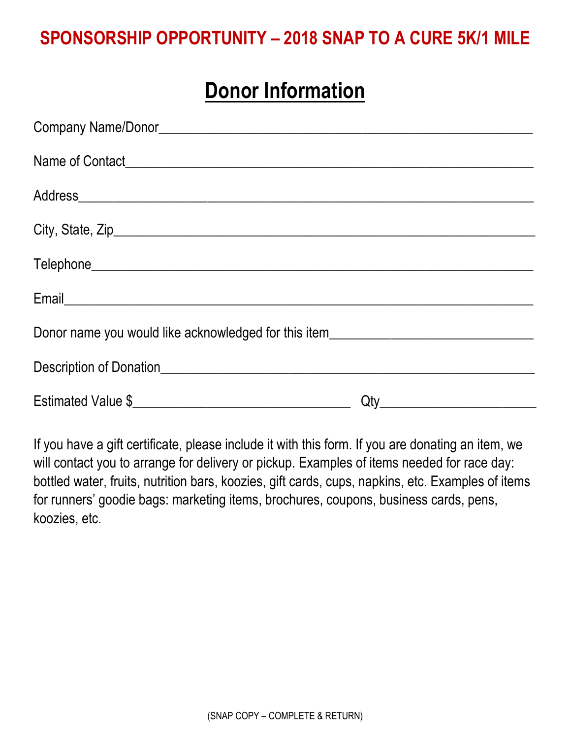# SPONSORSHIP OPPORTUNITY – 2018 SNAP TO A CURE 5K/1 MILE

## Donor Information

Company Name/Donor______________________________________________________

Name of Contact_________________________________________________________

Address_________________________________________________________________

City, State, Zip_________________________________________________________

Telephone_______________________________________________________________

Email___________________________________________________________________

Donor name you would like acknowledged for this item____________________________

Description of Donation__________________________________________________

Estimated Value $_______________________________ Qty______________________

If you have a gift certificate, please include it with this form. If you are donating an item, we will contact you to arrange for delivery or pickup. Examples of items needed for race day: bottled water, fruits, nutrition bars, koozies, gift cards, cups, napkins, etc. Examples of items for runners' goodie bags: marketing items, brochures, coupons, business cards, pens, koozies, etc.

(SNAP COPY – COMPLETE & RETURN)